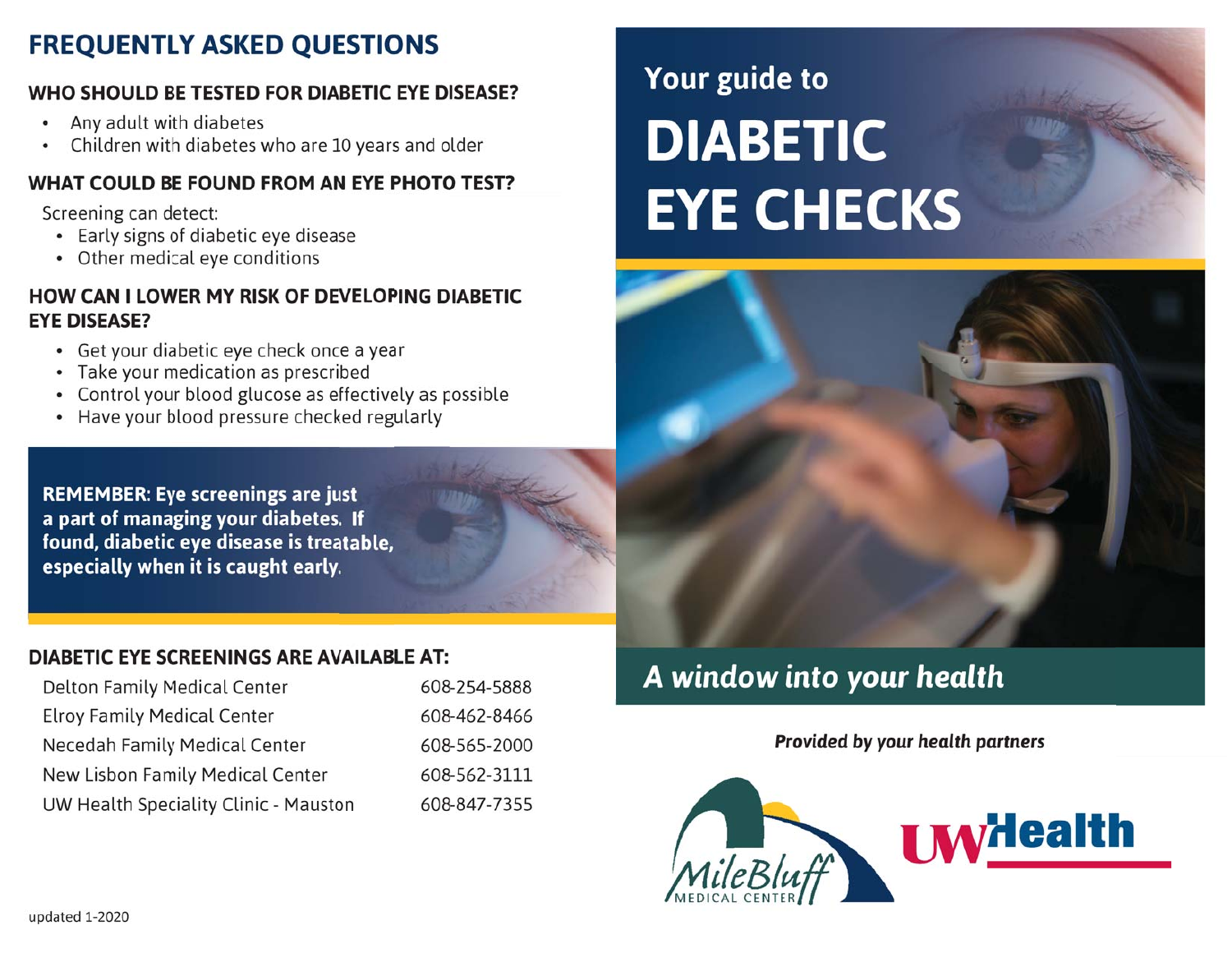# FREQUENTLY ASKED QUESTIONS

## WHO SHOULD BE TESTED FOR DIABETIC EYE DISEASE?

- Any adult with diabetes
- Children with diabetes who are 10 years and older

## WHAT COULD BE FOUND FROM AN EYE PHOTO TEST?

Screening can detect:

- Early signs of diabetic eye disease
- Other medical eye conditions

## HOW CAN I LOWER MY RISK OF DEVELOPING DIABETIC EYE DISEASE?

- Get your diabetic eye check once a year
- Take your medication as prescribed
- Control your blood glucose as effectively as possible
- Have your blood pressure checked regularly

**REMEMBER: Eye screenings are just a part of managing your diabetes. If found, diabetic eye disease is treatable, especially when it is caught early.**

## DIABETIC EYE SCREENINGS ARE AVAILABLE AT:

| Location | Phone |
|---|---|
| Delton Family Medical Center | 608-254-5888 |
| Elroy Family Medical Center | 608-462-8466 |
| Necedah Family Medical Center | 608-565-2000 |
| New Lisbon Family Medical Center | 608-562-3111 |
| UW Health Speciality Clinic - Mauston | 608-847-7355 |

updated 1-2020

# Your guide to DIABETIC EYE CHECKS

## *A window into your health*

***Provided by your health partners***

MileBluff Medical Center

UW Health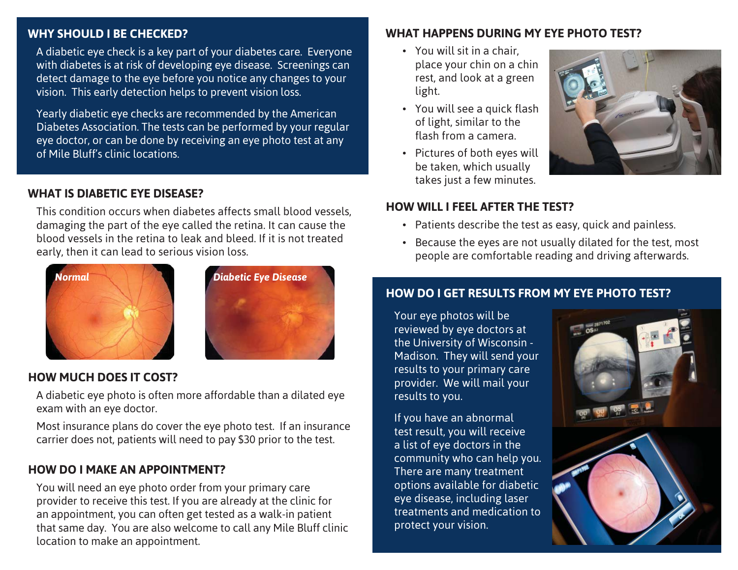## WHY SHOULD I BE CHECKED?

A diabetic eye check is a key part of your diabetes care. Everyone with diabetes is at risk of developing eye disease. Screenings can detect damage to the eye before you notice any changes to your vision. This early detection helps to prevent vision loss.

Yearly diabetic eye checks are recommended by the American Diabetes Association. The tests can be performed by your regular eye doctor, or can be done by receiving an eye photo test at any of Mile Bluff's clinic locations.

## WHAT IS DIABETIC EYE DISEASE?

This condition occurs when diabetes affects small blood vessels, damaging the part of the eye called the retina. It can cause the blood vessels in the retina to leak and bleed. If it is not treated early, then it can lead to serious vision loss.

*Normal*

*Diabetic Eye Disease*

## HOW MUCH DOES IT COST?

A diabetic eye photo is often more affordable than a dilated eye exam with an eye doctor.

Most insurance plans do cover the eye photo test. If an insurance carrier does not, patients will need to pay $30 prior to the test.

## HOW DO I MAKE AN APPOINTMENT?

You will need an eye photo order from your primary care provider to receive this test. If you are already at the clinic for an appointment, you can often get tested as a walk-in patient that same day. You are also welcome to call any Mile Bluff clinic location to make an appointment.

## WHAT HAPPENS DURING MY EYE PHOTO TEST?

- You will sit in a chair, place your chin on a chin rest, and look at a green light.
- You will see a quick flash of light, similar to the flash from a camera.
- Pictures of both eyes will be taken, which usually takes just a few minutes.

## HOW WILL I FEEL AFTER THE TEST?

- Patients describe the test as easy, quick and painless.
- Because the eyes are not usually dilated for the test, most people are comfortable reading and driving afterwards.

## HOW DO I GET RESULTS FROM MY EYE PHOTO TEST?

Your eye photos will be reviewed by eye doctors at the University of Wisconsin - Madison. They will send your results to your primary care provider. We will mail your results to you.

If you have an abnormal test result, you will receive a list of eye doctors in the community who can help you. There are many treatment options available for diabetic eye disease, including laser treatments and medication to protect your vision.